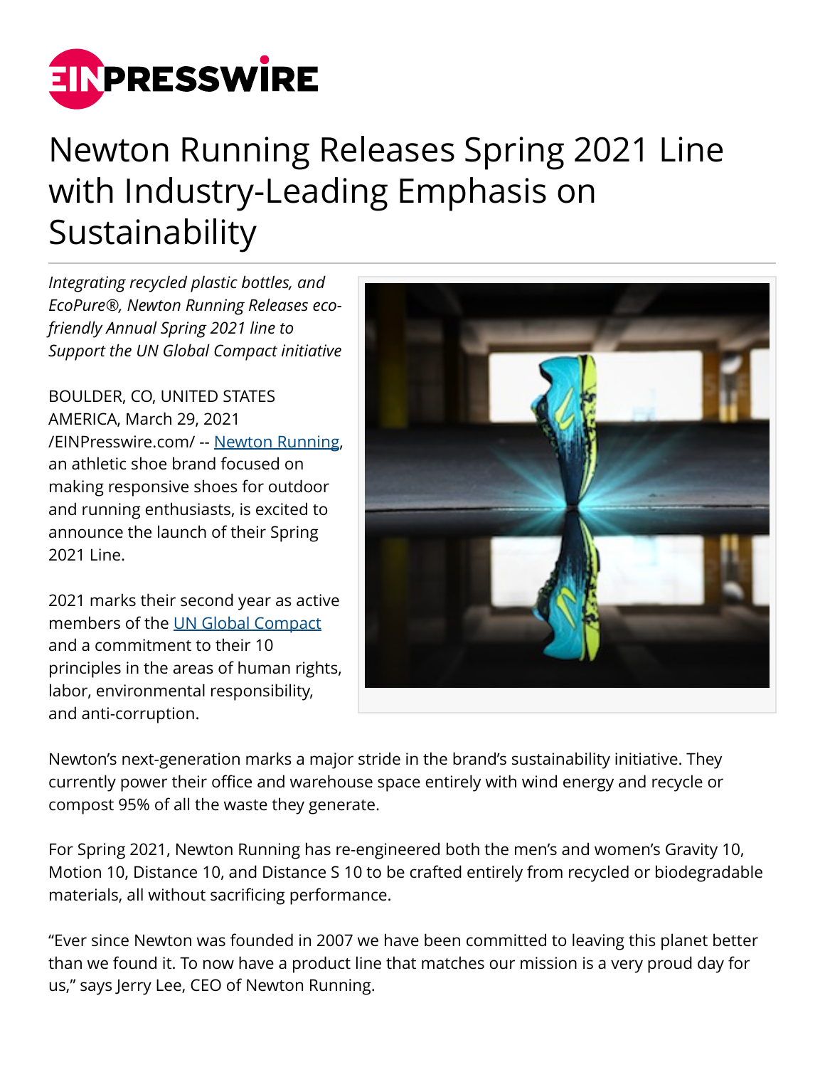# Newton Running Releases Spring 2021 Line with Industry-Leading Emphasis on Sustainability

*Integrating recycled plastic bottles, and EcoPure®, Newton Running Releases eco-friendly Annual Spring 2021 line to Support the UN Global Compact initiative*

BOULDER, CO, UNITED STATES AMERICA, March 29, 2021 /EINPresswire.com/ -- Newton Running, an athletic shoe brand focused on making responsive shoes for outdoor and running enthusiasts, is excited to announce the launch of their Spring 2021 Line.

2021 marks their second year as active members of the UN Global Compact and a commitment to their 10 principles in the areas of human rights, labor, environmental responsibility, and anti-corruption.

Newton's next-generation marks a major stride in the brand's sustainability initiative. They currently power their office and warehouse space entirely with wind energy and recycle or compost 95% of all the waste they generate.

For Spring 2021, Newton Running has re-engineered both the men's and women's Gravity 10, Motion 10, Distance 10, and Distance S 10 to be crafted entirely from recycled or biodegradable materials, all without sacrificing performance.

"Ever since Newton was founded in 2007 we have been committed to leaving this planet better than we found it. To now have a product line that matches our mission is a very proud day for us," says Jerry Lee, CEO of Newton Running.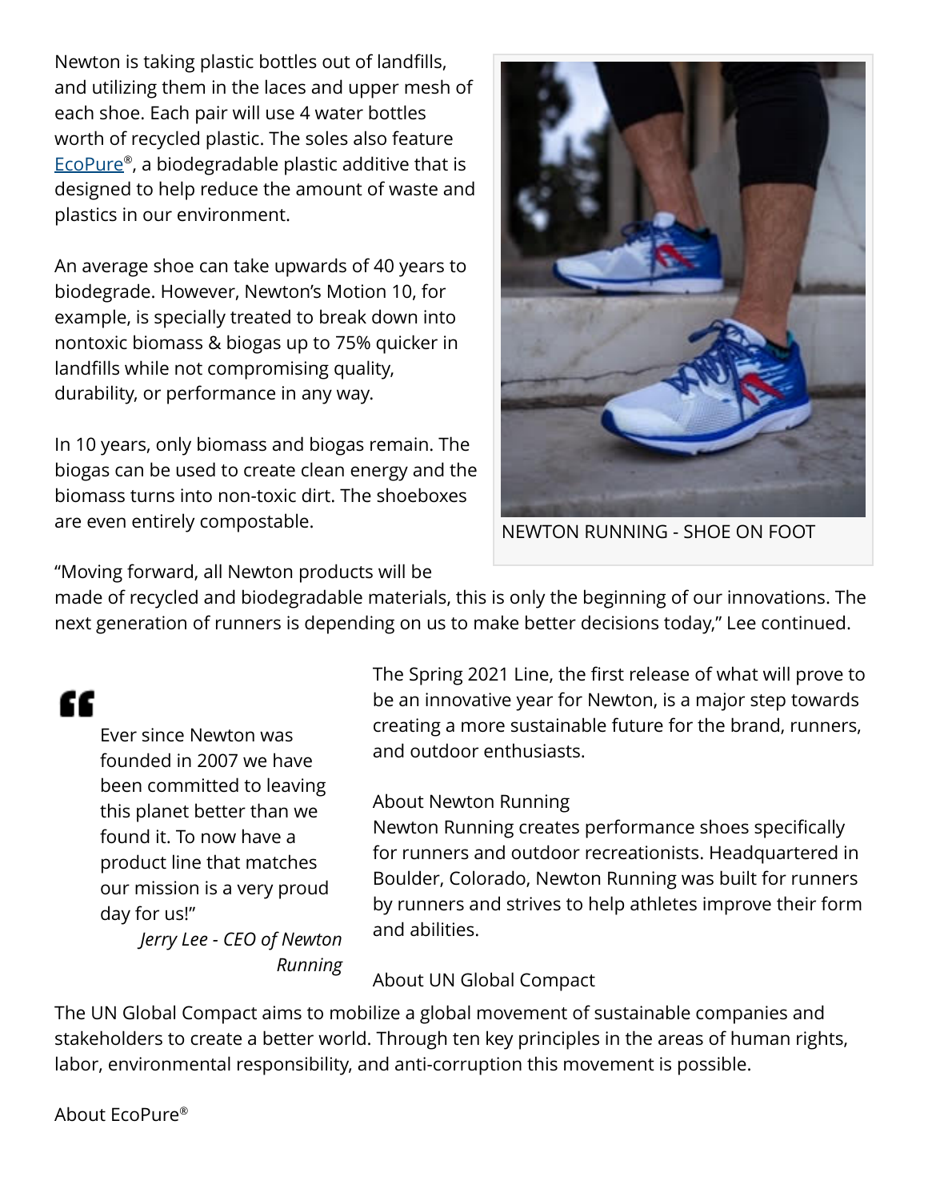Newton is taking plastic bottles out of landfills, and utilizing them in the laces and upper mesh of each shoe. Each pair will use 4 water bottles worth of recycled plastic. The soles also feature EcoPure®, a biodegradable plastic additive that is designed to help reduce the amount of waste and plastics in our environment.

An average shoe can take upwards of 40 years to biodegrade. However, Newton's Motion 10, for example, is specially treated to break down into nontoxic biomass & biogas up to 75% quicker in landfills while not compromising quality, durability, or performance in any way.

In 10 years, only biomass and biogas remain. The biogas can be used to create clean energy and the biomass turns into non-toxic dirt. The shoeboxes are even entirely compostable.

NEWTON RUNNING - SHOE ON FOOT

"Moving forward, all Newton products will be made of recycled and biodegradable materials, this is only the beginning of our innovations. The next generation of runners is depending on us to make better decisions today," Lee continued.

> Ever since Newton was founded in 2007 we have been committed to leaving this planet better than we found it. To now have a product line that matches our mission is a very proud day for us!"
>
> *Jerry Lee - CEO of Newton Running*

The Spring 2021 Line, the first release of what will prove to be an innovative year for Newton, is a major step towards creating a more sustainable future for the brand, runners, and outdoor enthusiasts.

About Newton Running

Newton Running creates performance shoes specifically for runners and outdoor recreationists. Headquartered in Boulder, Colorado, Newton Running was built for runners by runners and strives to help athletes improve their form and abilities.

About UN Global Compact

The UN Global Compact aims to mobilize a global movement of sustainable companies and stakeholders to create a better world. Through ten key principles in the areas of human rights, labor, environmental responsibility, and anti-corruption this movement is possible.

About EcoPure®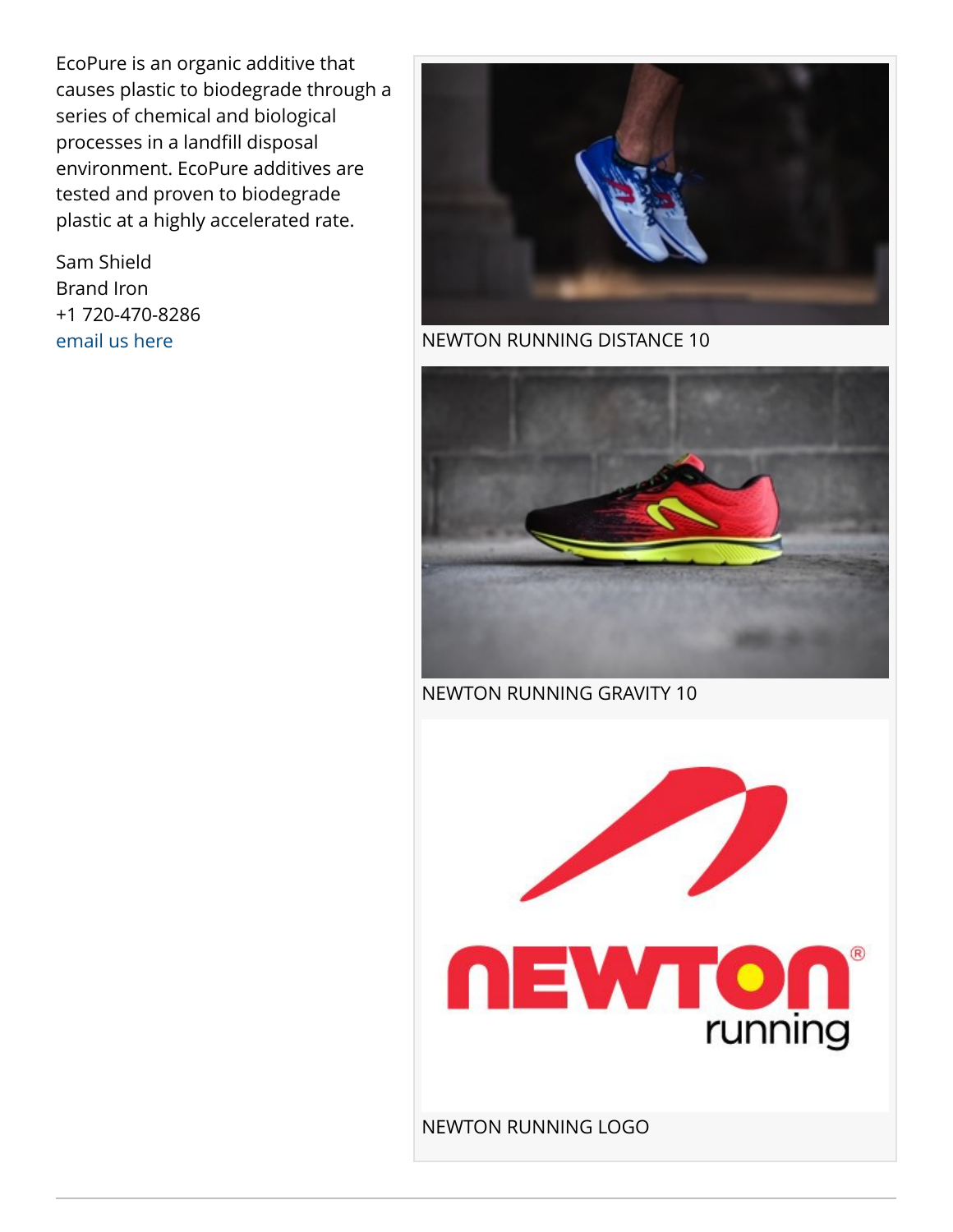EcoPure is an organic additive that causes plastic to biodegrade through a series of chemical and biological processes in a landfill disposal environment. EcoPure additives are tested and proven to biodegrade plastic at a highly accelerated rate.

Sam Shield
Brand Iron
+1 720-470-8286
email us here

NEWTON RUNNING DISTANCE 10

NEWTON RUNNING GRAVITY 10

NEWTON RUNNING LOGO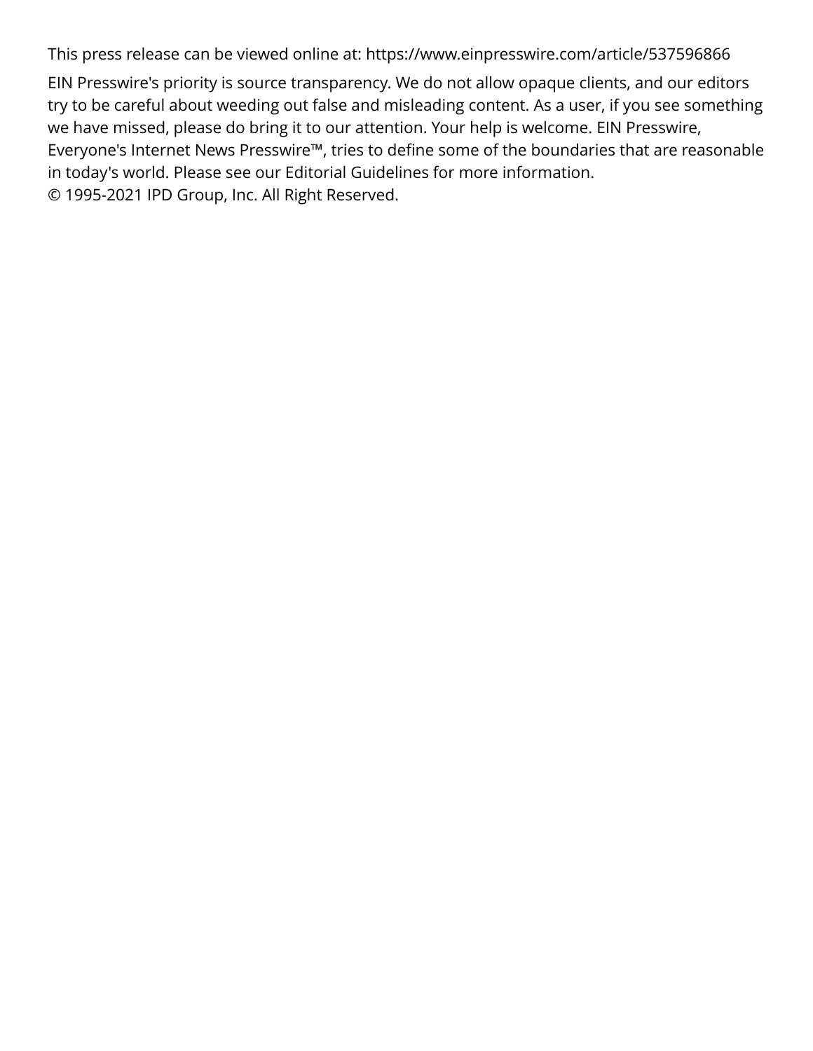This press release can be viewed online at: https://www.einpresswire.com/article/537596866

EIN Presswire's priority is source transparency. We do not allow opaque clients, and our editors try to be careful about weeding out false and misleading content. As a user, if you see something we have missed, please do bring it to our attention. Your help is welcome. EIN Presswire, Everyone's Internet News Presswire™, tries to define some of the boundaries that are reasonable in today's world. Please see our Editorial Guidelines for more information.
© 1995-2021 IPD Group, Inc. All Right Reserved.